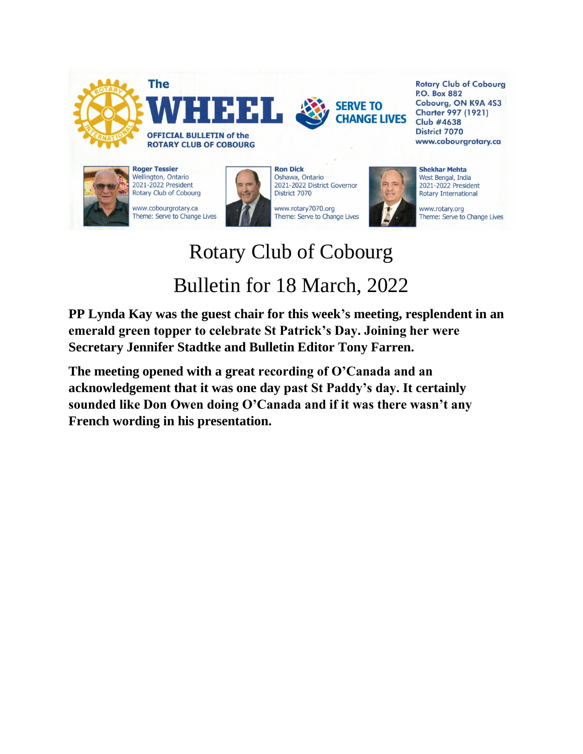The

# WHEEL

OFFICIAL BULLETIN of the ROTARY CLUB OF COBOURG

SERVE TO CHANGE LIVES

Rotary Club of Cobourg
P.O. Box 882
Cobourg, ON K9A 4S3
Charter 997 (1921)
Club #4638
District 7070
www.cobourgrotary.ca

**Roger Tessier**
Wellington, Ontario
2021-2022 President
Rotary Club of Cobourg
www.cobourgrotary.ca
Theme: Serve to Change Lives

**Ron Dick**
Oshawa, Ontario
2021-2022 District Governor
District 7070
www.rotary7070.org
Theme: Serve to Change Lives

**Shekhar Mehta**
West Bengal, India
2021-2022 President
Rotary International
www.rotary.org
Theme: Serve to Change Lives

# Rotary Club of Cobourg

# Bulletin for 18 March, 2022

**PP Lynda Kay was the guest chair for this week's meeting, resplendent in an emerald green topper to celebrate St Patrick's Day. Joining her were Secretary Jennifer Stadtke and Bulletin Editor Tony Farren.**

**The meeting opened with a great recording of O'Canada and an acknowledgement that it was one day past St Paddy's day. It certainly sounded like Don Owen doing O'Canada and if it was there wasn't any French wording in his presentation.**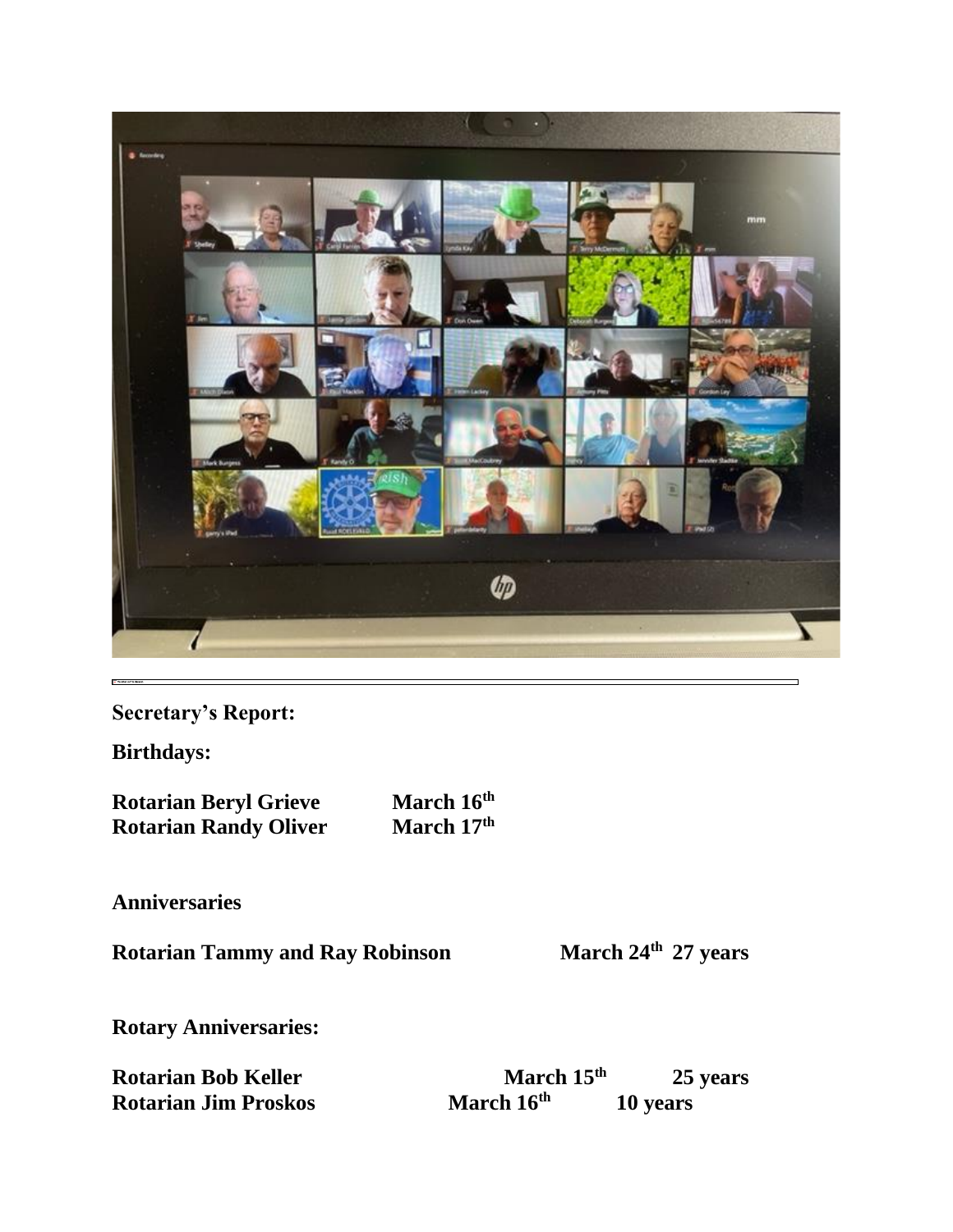**Secretary's Report:**

**Birthdays:**

**Rotarian Beryl Grieve March 16th**
**Rotarian Randy Oliver March 17th**

**Anniversaries**

**Rotarian Tammy and Ray Robinson March 24th 27 years**

**Rotary Anniversaries:**

**Rotarian Bob Keller March 15th 25 years**
**Rotarian Jim Proskos March 16th 10 years**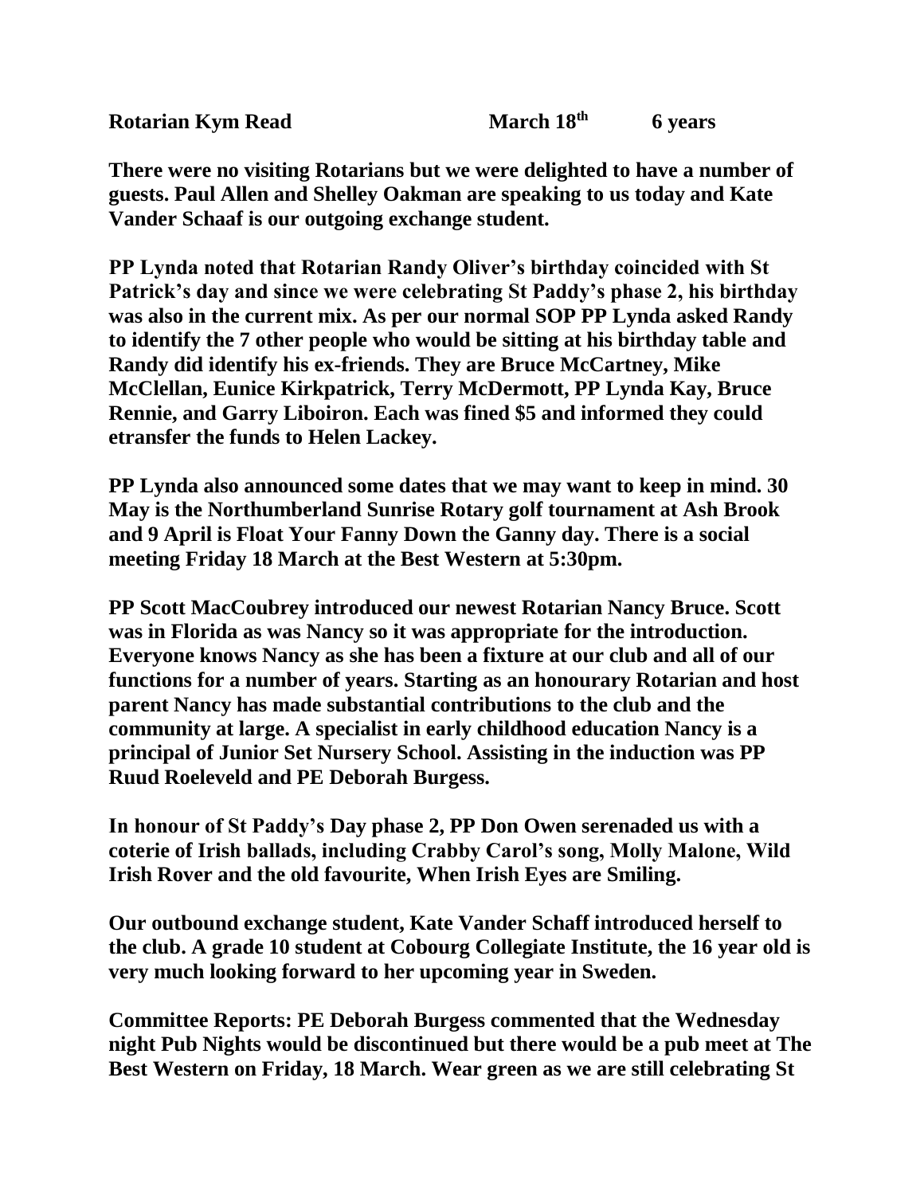**Rotarian Kym Read March 18th 6 years**

**There were no visiting Rotarians but we were delighted to have a number of guests. Paul Allen and Shelley Oakman are speaking to us today and Kate Vander Schaaf is our outgoing exchange student.**

**PP Lynda noted that Rotarian Randy Oliver's birthday coincided with St Patrick's day and since we were celebrating St Paddy's phase 2, his birthday was also in the current mix. As per our normal SOP PP Lynda asked Randy to identify the 7 other people who would be sitting at his birthday table and Randy did identify his ex-friends. They are Bruce McCartney, Mike McClellan, Eunice Kirkpatrick, Terry McDermott, PP Lynda Kay, Bruce Rennie, and Garry Liboiron. Each was fined $5 and informed they could etransfer the funds to Helen Lackey.**

**PP Lynda also announced some dates that we may want to keep in mind. 30 May is the Northumberland Sunrise Rotary golf tournament at Ash Brook and 9 April is Float Your Fanny Down the Ganny day. There is a social meeting Friday 18 March at the Best Western at 5:30pm.**

**PP Scott MacCoubrey introduced our newest Rotarian Nancy Bruce. Scott was in Florida as was Nancy so it was appropriate for the introduction. Everyone knows Nancy as she has been a fixture at our club and all of our functions for a number of years. Starting as an honourary Rotarian and host parent Nancy has made substantial contributions to the club and the community at large. A specialist in early childhood education Nancy is a principal of Junior Set Nursery School. Assisting in the induction was PP Ruud Roeleveld and PE Deborah Burgess.**

**In honour of St Paddy's Day phase 2, PP Don Owen serenaded us with a coterie of Irish ballads, including Crabby Carol's song, Molly Malone, Wild Irish Rover and the old favourite, When Irish Eyes are Smiling.**

**Our outbound exchange student, Kate Vander Schaff introduced herself to the club. A grade 10 student at Cobourg Collegiate Institute, the 16 year old is very much looking forward to her upcoming year in Sweden.**

**Committee Reports: PE Deborah Burgess commented that the Wednesday night Pub Nights would be discontinued but there would be a pub meet at The Best Western on Friday, 18 March. Wear green as we are still celebrating St**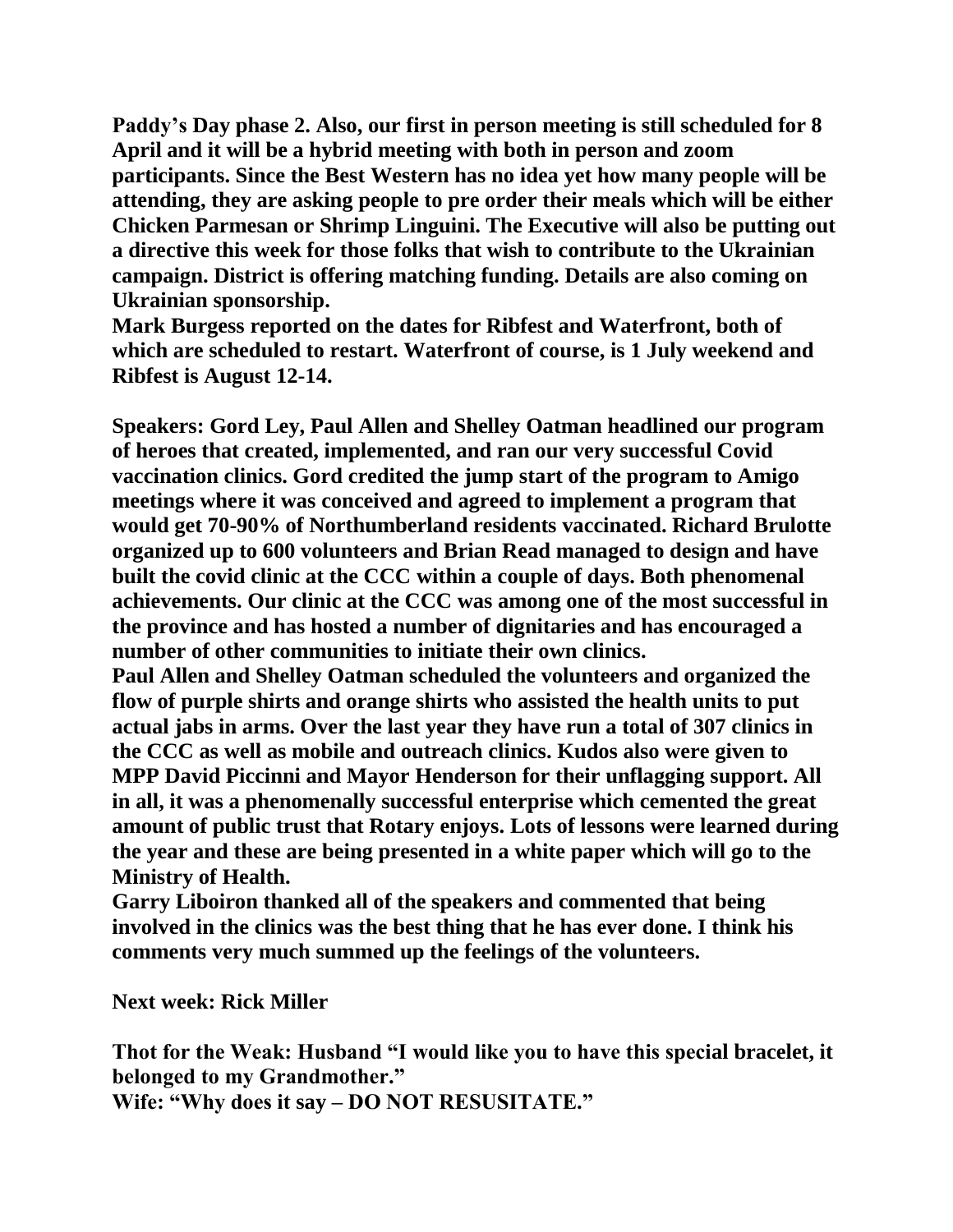**Paddy's Day phase 2. Also, our first in person meeting is still scheduled for 8 April and it will be a hybrid meeting with both in person and zoom participants. Since the Best Western has no idea yet how many people will be attending, they are asking people to pre order their meals which will be either Chicken Parmesan or Shrimp Linguini. The Executive will also be putting out a directive this week for those folks that wish to contribute to the Ukrainian campaign. District is offering matching funding. Details are also coming on Ukrainian sponsorship.**

**Mark Burgess reported on the dates for Ribfest and Waterfront, both of which are scheduled to restart. Waterfront of course, is 1 July weekend and Ribfest is August 12-14.**

**Speakers: Gord Ley, Paul Allen and Shelley Oatman headlined our program of heroes that created, implemented, and ran our very successful Covid vaccination clinics. Gord credited the jump start of the program to Amigo meetings where it was conceived and agreed to implement a program that would get 70-90% of Northumberland residents vaccinated. Richard Brulotte organized up to 600 volunteers and Brian Read managed to design and have built the covid clinic at the CCC within a couple of days. Both phenomenal achievements. Our clinic at the CCC was among one of the most successful in the province and has hosted a number of dignitaries and has encouraged a number of other communities to initiate their own clinics.**

**Paul Allen and Shelley Oatman scheduled the volunteers and organized the flow of purple shirts and orange shirts who assisted the health units to put actual jabs in arms. Over the last year they have run a total of 307 clinics in the CCC as well as mobile and outreach clinics. Kudos also were given to MPP David Piccinni and Mayor Henderson for their unflagging support. All in all, it was a phenomenally successful enterprise which cemented the great amount of public trust that Rotary enjoys. Lots of lessons were learned during the year and these are being presented in a white paper which will go to the Ministry of Health.**

**Garry Liboiron thanked all of the speakers and commented that being involved in the clinics was the best thing that he has ever done. I think his comments very much summed up the feelings of the volunteers.**

**Next week: Rick Miller**

**Thot for the Weak: Husband "I would like you to have this special bracelet, it belonged to my Grandmother."**
**Wife: "Why does it say – DO NOT RESUSITATE."**